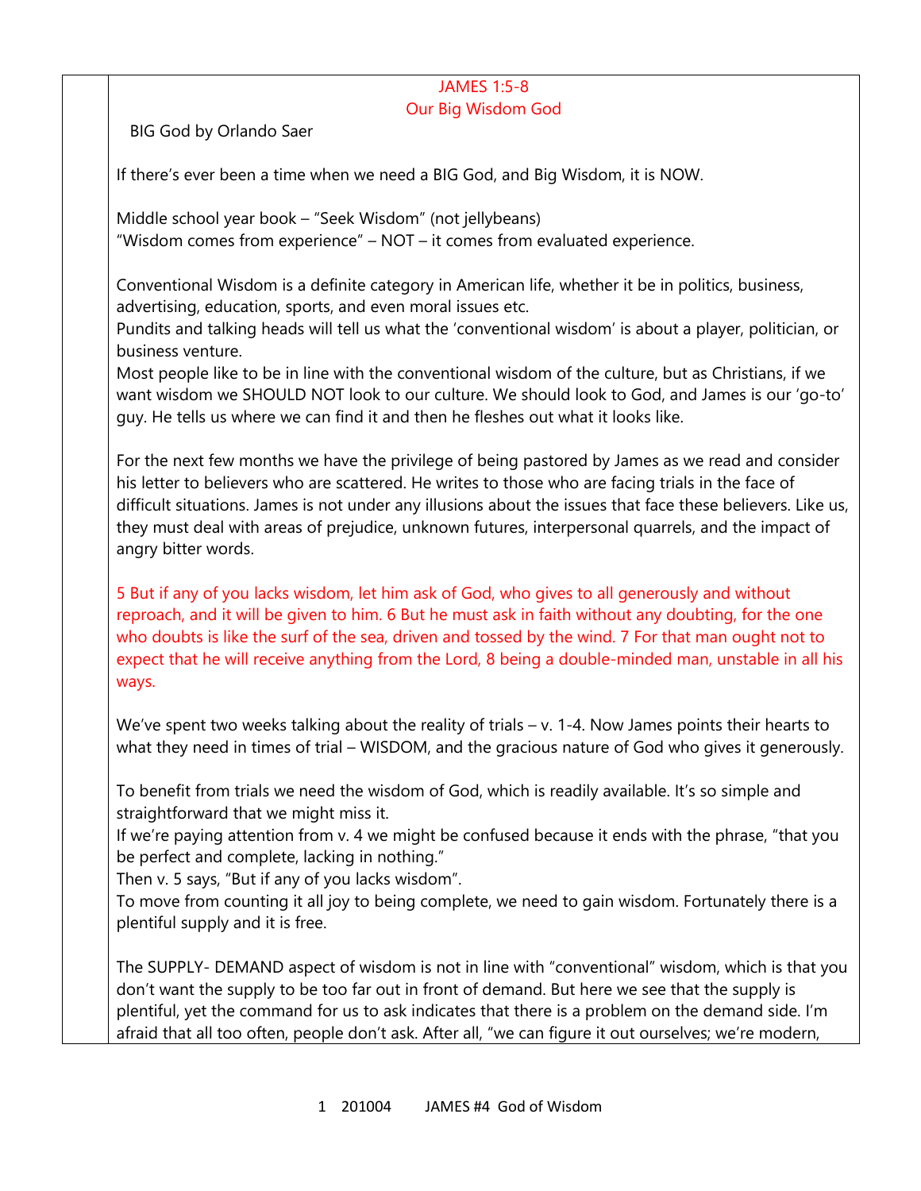# JAMES 1:5-8
## Our Big Wisdom God

BIG God by Orlando Saer

If there's ever been a time when we need a BIG God, and Big Wisdom, it is NOW.

Middle school year book – "Seek Wisdom" (not jellybeans)
"Wisdom comes from experience" – NOT – it comes from evaluated experience.

Conventional Wisdom is a definite category in American life, whether it be in politics, business, advertising, education, sports, and even moral issues etc.
Pundits and talking heads will tell us what the 'conventional wisdom' is about a player, politician, or business venture.
Most people like to be in line with the conventional wisdom of the culture, but as Christians, if we want wisdom we SHOULD NOT look to our culture. We should look to God, and James is our 'go-to' guy. He tells us where we can find it and then he fleshes out what it looks like.

For the next few months we have the privilege of being pastored by James as we read and consider his letter to believers who are scattered. He writes to those who are facing trials in the face of difficult situations. James is not under any illusions about the issues that face these believers. Like us, they must deal with areas of prejudice, unknown futures, interpersonal quarrels, and the impact of angry bitter words.

5 But if any of you lacks wisdom, let him ask of God, who gives to all generously and without reproach, and it will be given to him. 6 But he must ask in faith without any doubting, for the one who doubts is like the surf of the sea, driven and tossed by the wind. 7 For that man ought not to expect that he will receive anything from the Lord, 8 being a double-minded man, unstable in all his ways.

We've spent two weeks talking about the reality of trials – v. 1-4. Now James points their hearts to what they need in times of trial – WISDOM, and the gracious nature of God who gives it generously.

To benefit from trials we need the wisdom of God, which is readily available. It's so simple and straightforward that we might miss it.
If we're paying attention from v. 4 we might be confused because it ends with the phrase, "that you be perfect and complete, lacking in nothing."
Then v. 5 says, "But if any of you lacks wisdom".
To move from counting it all joy to being complete, we need to gain wisdom. Fortunately there is a plentiful supply and it is free.

The SUPPLY- DEMAND aspect of wisdom is not in line with "conventional" wisdom, which is that you don't want the supply to be too far out in front of demand. But here we see that the supply is plentiful, yet the command for us to ask indicates that there is a problem on the demand side. I'm afraid that all too often, people don't ask. After all, "we can figure it out ourselves; we're modern,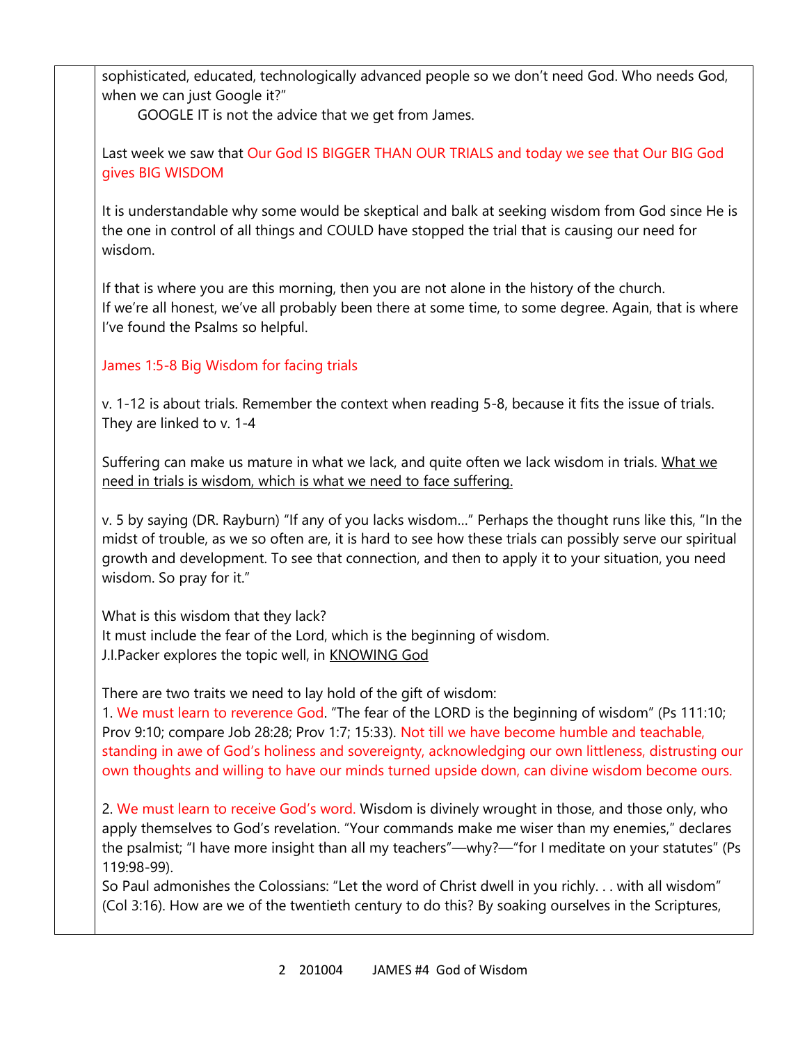sophisticated, educated, technologically advanced people so we don't need God. Who needs God, when we can just Google it?"

GOOGLE IT is not the advice that we get from James.

Last week we saw that Our God IS BIGGER THAN OUR TRIALS and today we see that Our BIG God gives BIG WISDOM

It is understandable why some would be skeptical and balk at seeking wisdom from God since He is the one in control of all things and COULD have stopped the trial that is causing our need for wisdom.

If that is where you are this morning, then you are not alone in the history of the church.
If we're all honest, we've all probably been there at some time, to some degree. Again, that is where I've found the Psalms so helpful.

James 1:5-8 Big Wisdom for facing trials

v. 1-12 is about trials. Remember the context when reading 5-8, because it fits the issue of trials. They are linked to v. 1-4

Suffering can make us mature in what we lack, and quite often we lack wisdom in trials. <u>What we need in trials is wisdom, which is what we need to face suffering.</u>

v. 5 by saying (DR. Rayburn) "If any of you lacks wisdom…" Perhaps the thought runs like this, "In the midst of trouble, as we so often are, it is hard to see how these trials can possibly serve our spiritual growth and development. To see that connection, and then to apply it to your situation, you need wisdom. So pray for it."

What is this wisdom that they lack?
It must include the fear of the Lord, which is the beginning of wisdom.
J.I.Packer explores the topic well, in <u>KNOWING God</u>

There are two traits we need to lay hold of the gift of wisdom:

1. We must learn to reverence God. "The fear of the LORD is the beginning of wisdom" (Ps 111:10; Prov 9:10; compare Job 28:28; Prov 1:7; 15:33). Not till we have become humble and teachable, standing in awe of God's holiness and sovereignty, acknowledging our own littleness, distrusting our own thoughts and willing to have our minds turned upside down, can divine wisdom become ours.

2. We must learn to receive God's word. Wisdom is divinely wrought in those, and those only, who apply themselves to God's revelation. "Your commands make me wiser than my enemies," declares the psalmist; "I have more insight than all my teachers"—why?—"for I meditate on your statutes" (Ps 119:98-99).

So Paul admonishes the Colossians: "Let the word of Christ dwell in you richly. . . with all wisdom" (Col 3:16). How are we of the twentieth century to do this? By soaking ourselves in the Scriptures,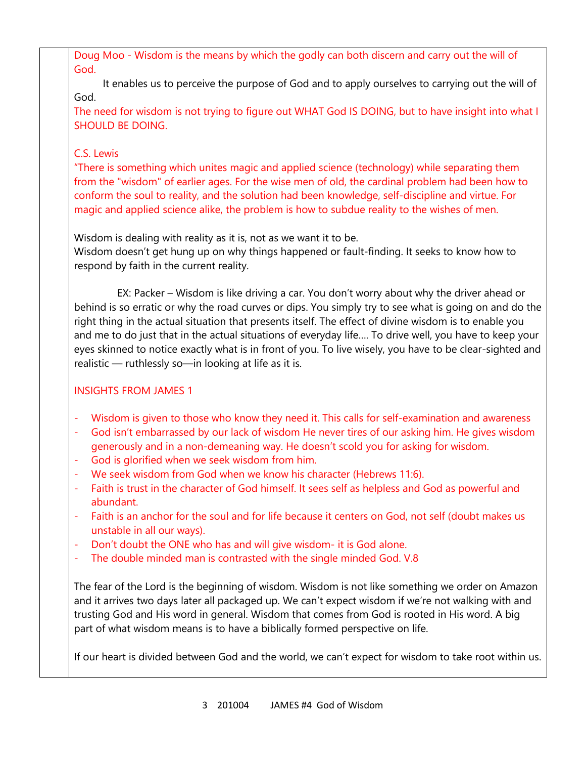Doug Moo - Wisdom is the means by which the godly can both discern and carry out the will of God.

It enables us to perceive the purpose of God and to apply ourselves to carrying out the will of God.

The need for wisdom is not trying to figure out WHAT God IS DOING, but to have insight into what I SHOULD BE DOING.

C.S. Lewis

"There is something which unites magic and applied science (technology) while separating them from the "wisdom" of earlier ages. For the wise men of old, the cardinal problem had been how to conform the soul to reality, and the solution had been knowledge, self-discipline and virtue. For magic and applied science alike, the problem is how to subdue reality to the wishes of men.

Wisdom is dealing with reality as it is, not as we want it to be.
Wisdom doesn't get hung up on why things happened or fault-finding. It seeks to know how to respond by faith in the current reality.

EX: Packer – Wisdom is like driving a car. You don't worry about why the driver ahead or behind is so erratic or why the road curves or dips. You simply try to see what is going on and do the right thing in the actual situation that presents itself. The effect of divine wisdom is to enable you and me to do just that in the actual situations of everyday life.... To drive well, you have to keep your eyes skinned to notice exactly what is in front of you. To live wisely, you have to be clear-sighted and realistic — ruthlessly so—in looking at life as it is.

INSIGHTS FROM JAMES 1

- Wisdom is given to those who know they need it. This calls for self-examination and awareness
- God isn't embarrassed by our lack of wisdom He never tires of our asking him. He gives wisdom generously and in a non-demeaning way. He doesn't scold you for asking for wisdom.
- God is glorified when we seek wisdom from him.
- We seek wisdom from God when we know his character (Hebrews 11:6).
- Faith is trust in the character of God himself. It sees self as helpless and God as powerful and abundant.
- Faith is an anchor for the soul and for life because it centers on God, not self (doubt makes us unstable in all our ways).
- Don't doubt the ONE who has and will give wisdom- it is God alone.
- The double minded man is contrasted with the single minded God. V.8

The fear of the Lord is the beginning of wisdom. Wisdom is not like something we order on Amazon and it arrives two days later all packaged up. We can't expect wisdom if we're not walking with and trusting God and His word in general. Wisdom that comes from God is rooted in His word. A big part of what wisdom means is to have a biblically formed perspective on life.

If our heart is divided between God and the world, we can't expect for wisdom to take root within us.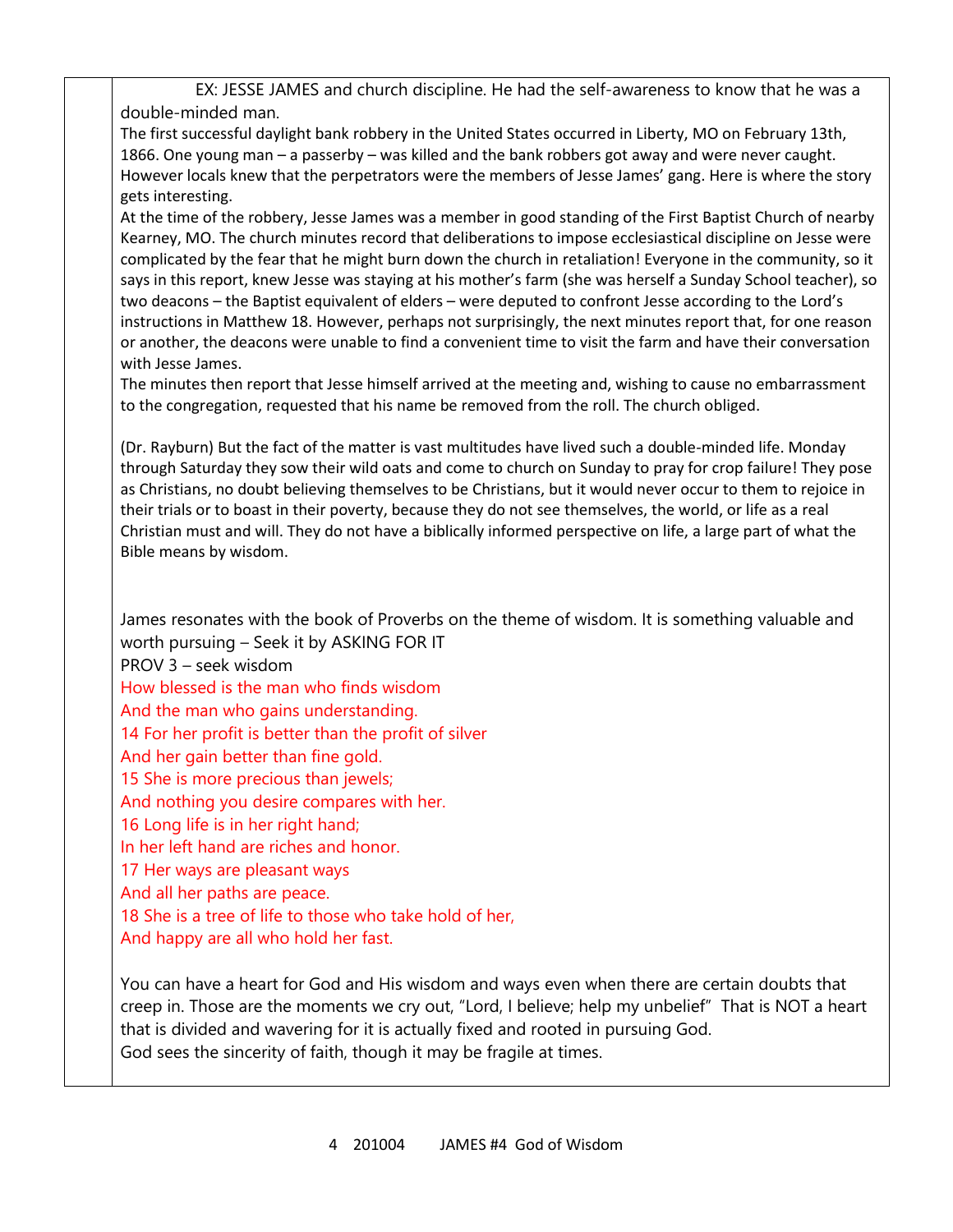EX: JESSE JAMES and church discipline. He had the self-awareness to know that he was a double-minded man.

The first successful daylight bank robbery in the United States occurred in Liberty, MO on February 13th, 1866. One young man – a passerby – was killed and the bank robbers got away and were never caught. However locals knew that the perpetrators were the members of Jesse James' gang. Here is where the story gets interesting.

At the time of the robbery, Jesse James was a member in good standing of the First Baptist Church of nearby Kearney, MO. The church minutes record that deliberations to impose ecclesiastical discipline on Jesse were complicated by the fear that he might burn down the church in retaliation! Everyone in the community, so it says in this report, knew Jesse was staying at his mother's farm (she was herself a Sunday School teacher), so two deacons – the Baptist equivalent of elders – were deputed to confront Jesse according to the Lord's instructions in Matthew 18. However, perhaps not surprisingly, the next minutes report that, for one reason or another, the deacons were unable to find a convenient time to visit the farm and have their conversation with Jesse James.

The minutes then report that Jesse himself arrived at the meeting and, wishing to cause no embarrassment to the congregation, requested that his name be removed from the roll. The church obliged.

(Dr. Rayburn) But the fact of the matter is vast multitudes have lived such a double-minded life. Monday through Saturday they sow their wild oats and come to church on Sunday to pray for crop failure! They pose as Christians, no doubt believing themselves to be Christians, but it would never occur to them to rejoice in their trials or to boast in their poverty, because they do not see themselves, the world, or life as a real Christian must and will. They do not have a biblically informed perspective on life, a large part of what the Bible means by wisdom.

James resonates with the book of Proverbs on the theme of wisdom. It is something valuable and worth pursuing – Seek it by ASKING FOR IT

PROV 3 – seek wisdom

How blessed is the man who finds wisdom
And the man who gains understanding.
14 For her profit is better than the profit of silver
And her gain better than fine gold.
15 She is more precious than jewels;
And nothing you desire compares with her.
16 Long life is in her right hand;
In her left hand are riches and honor.
17 Her ways are pleasant ways
And all her paths are peace.
18 She is a tree of life to those who take hold of her,
And happy are all who hold her fast.

You can have a heart for God and His wisdom and ways even when there are certain doubts that creep in. Those are the moments we cry out, "Lord, I believe; help my unbelief" That is NOT a heart that is divided and wavering for it is actually fixed and rooted in pursuing God.
God sees the sincerity of faith, though it may be fragile at times.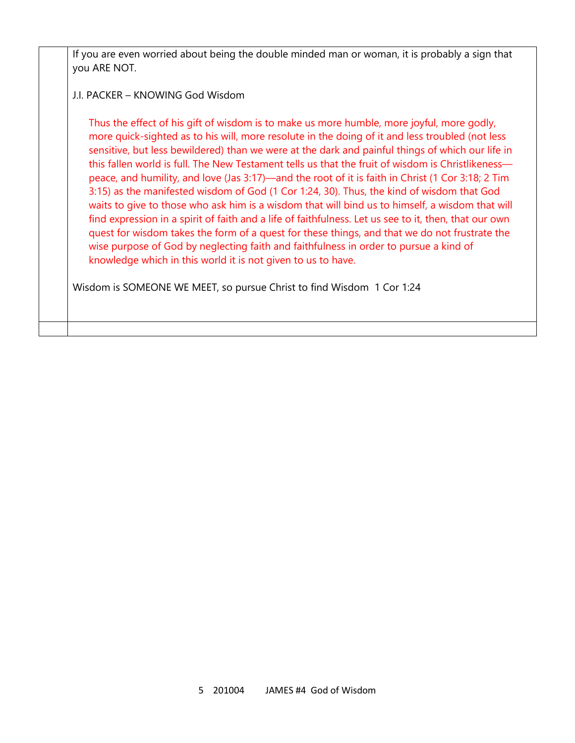If you are even worried about being the double minded man or woman, it is probably a sign that you ARE NOT.

J.I. PACKER – KNOWING God Wisdom

> Thus the effect of his gift of wisdom is to make us more humble, more joyful, more godly, more quick-sighted as to his will, more resolute in the doing of it and less troubled (not less sensitive, but less bewildered) than we were at the dark and painful things of which our life in this fallen world is full. The New Testament tells us that the fruit of wisdom is Christlikeness—peace, and humility, and love (Jas 3:17)—and the root of it is faith in Christ (1 Cor 3:18; 2 Tim 3:15) as the manifested wisdom of God (1 Cor 1:24, 30). Thus, the kind of wisdom that God waits to give to those who ask him is a wisdom that will bind us to himself, a wisdom that will find expression in a spirit of faith and a life of faithfulness. Let us see to it, then, that our own quest for wisdom takes the form of a quest for these things, and that we do not frustrate the wise purpose of God by neglecting faith and faithfulness in order to pursue a kind of knowledge which in this world it is not given to us to have.

Wisdom is SOMEONE WE MEET, so pursue Christ to find Wisdom 1 Cor 1:24